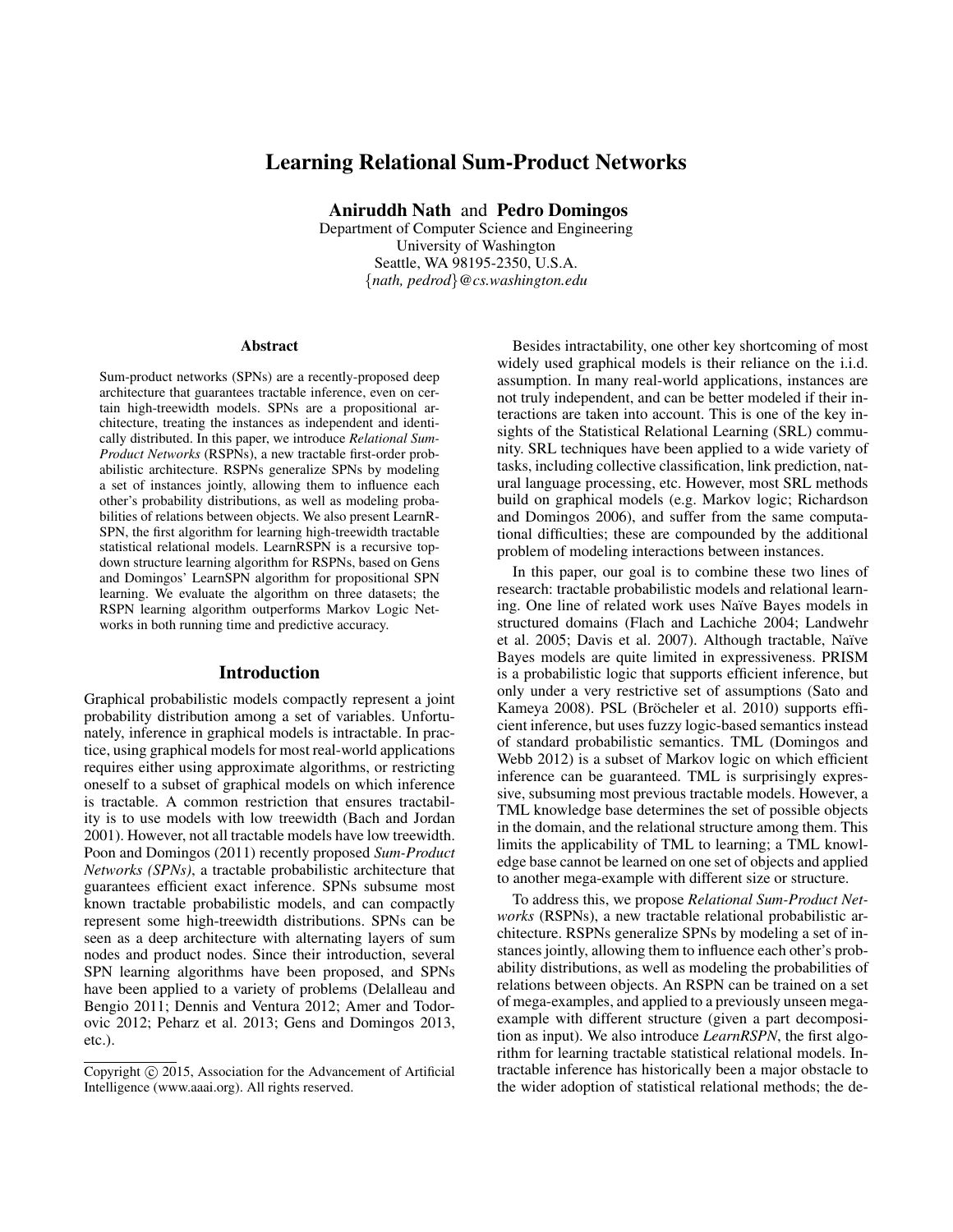# Learning Relational Sum-Product Networks

**Aniruddh Nath** and **Pedro Domingos**
Department of Computer Science and Engineering
University of Washington
Seattle, WA 98195-2350, U.S.A.
{*nath, pedrod*}*@cs.washington.edu*

## Abstract

Sum-product networks (SPNs) are a recently-proposed deep architecture that guarantees tractable inference, even on certain high-treewidth models. SPNs are a propositional architecture, treating the instances as independent and identically distributed. In this paper, we introduce *Relational Sum-Product Networks* (RSPNs), a new tractable first-order probabilistic architecture. RSPNs generalize SPNs by modeling a set of instances jointly, allowing them to influence each other's probability distributions, as well as modeling probabilities of relations between objects. We also present LearnRSPN, the first algorithm for learning high-treewidth tractable statistical relational models. LearnRSPN is a recursive top-down structure learning algorithm for RSPNs, based on Gens and Domingos' LearnSPN algorithm for propositional SPN learning. We evaluate the algorithm on three datasets; the RSPN learning algorithm outperforms Markov Logic Networks in both running time and predictive accuracy.

## Introduction

Graphical probabilistic models compactly represent a joint probability distribution among a set of variables. Unfortunately, inference in graphical models is intractable. In practice, using graphical models for most real-world applications requires either using approximate algorithms, or restricting oneself to a subset of graphical models on which inference is tractable. A common restriction that ensures tractability is to use models with low treewidth (Bach and Jordan 2001). However, not all tractable models have low treewidth. Poon and Domingos (2011) recently proposed *Sum-Product Networks (SPNs)*, a tractable probabilistic architecture that guarantees efficient exact inference. SPNs subsume most known tractable probabilistic models, and can compactly represent some high-treewidth distributions. SPNs can be seen as a deep architecture with alternating layers of sum nodes and product nodes. Since their introduction, several SPN learning algorithms have been proposed, and SPNs have been applied to a variety of problems (Delalleau and Bengio 2011; Dennis and Ventura 2012; Amer and Todorovic 2012; Peharz et al. 2013; Gens and Domingos 2013, etc.).

Besides intractability, one other key shortcoming of most widely used graphical models is their reliance on the i.i.d. assumption. In many real-world applications, instances are not truly independent, and can be better modeled if their interactions are taken into account. This is one of the key insights of the Statistical Relational Learning (SRL) community. SRL techniques have been applied to a wide variety of tasks, including collective classification, link prediction, natural language processing, etc. However, most SRL methods build on graphical models (e.g. Markov logic; Richardson and Domingos 2006), and suffer from the same computational difficulties; these are compounded by the additional problem of modeling interactions between instances.

In this paper, our goal is to combine these two lines of research: tractable probabilistic models and relational learning. One line of related work uses Naïve Bayes models in structured domains (Flach and Lachiche 2004; Landwehr et al. 2005; Davis et al. 2007). Although tractable, Naïve Bayes models are quite limited in expressiveness. PRISM is a probabilistic logic that supports efficient inference, but only under a very restrictive set of assumptions (Sato and Kameya 2008). PSL (Bröcheler et al. 2010) supports efficient inference, but uses fuzzy logic-based semantics instead of standard probabilistic semantics. TML (Domingos and Webb 2012) is a subset of Markov logic on which efficient inference can be guaranteed. TML is surprisingly expressive, subsuming most previous tractable models. However, a TML knowledge base determines the set of possible objects in the domain, and the relational structure among them. This limits the applicability of TML to learning; a TML knowledge base cannot be learned on one set of objects and applied to another mega-example with different size or structure.

To address this, we propose *Relational Sum-Product Networks* (RSPNs), a new tractable relational probabilistic architecture. RSPNs generalize SPNs by modeling a set of instances jointly, allowing them to influence each other's probability distributions, as well as modeling the probabilities of relations between objects. An RSPN can be trained on a set of mega-examples, and applied to a previously unseen mega-example with different structure (given a part decomposition as input). We also introduce *LearnRSPN*, the first algorithm for learning tractable statistical relational models. Intractable inference has historically been a major obstacle to the wider adoption of statistical relational methods; the de-

Copyright © 2015, Association for the Advancement of Artificial Intelligence (www.aaai.org). All rights reserved.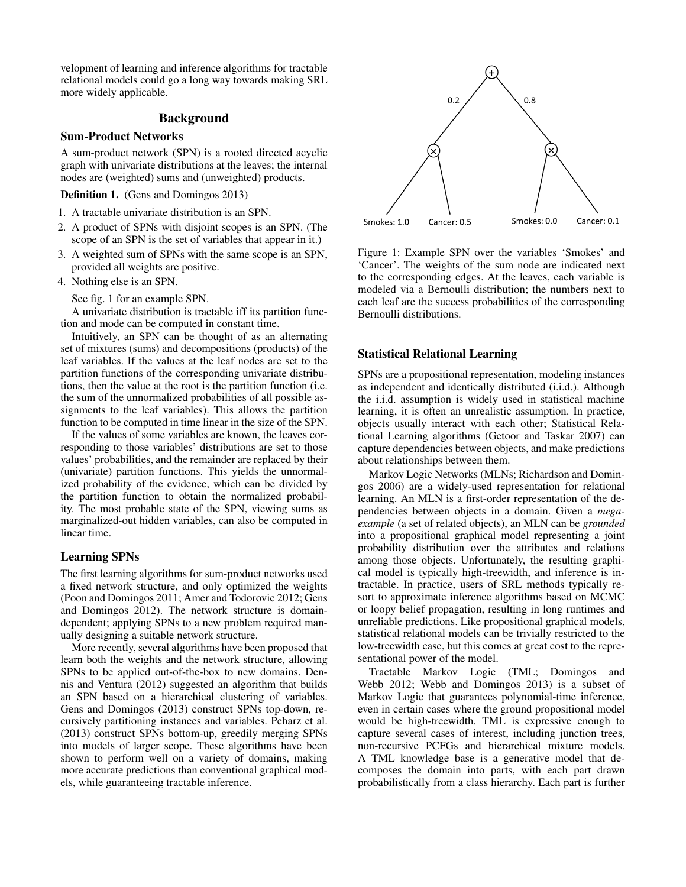velopment of learning and inference algorithms for tractable relational models could go a long way towards making SRL more widely applicable.

## Background

### Sum-Product Networks

A sum-product network (SPN) is a rooted directed acyclic graph with univariate distributions at the leaves; the internal nodes are (weighted) sums and (unweighted) products.

**Definition 1.** (Gens and Domingos 2013)

1. A tractable univariate distribution is an SPN.
2. A product of SPNs with disjoint scopes is an SPN. (The scope of an SPN is the set of variables that appear in it.)
3. A weighted sum of SPNs with the same scope is an SPN, provided all weights are positive.
4. Nothing else is an SPN.

See fig. 1 for an example SPN.

A univariate distribution is tractable iff its partition function and mode can be computed in constant time.

Intuitively, an SPN can be thought of as an alternating set of mixtures (sums) and decompositions (products) of the leaf variables. If the values at the leaf nodes are set to the partition functions of the corresponding univariate distributions, then the value at the root is the partition function (i.e. the sum of the unnormalized probabilities of all possible assignments to the leaf variables). This allows the partition function to be computed in time linear in the size of the SPN.

If the values of some variables are known, the leaves corresponding to those variables' distributions are set to those values' probabilities, and the remainder are replaced by their (univariate) partition functions. This yields the unnormalized probability of the evidence, which can be divided by the partition function to obtain the normalized probability. The most probable state of the SPN, viewing sums as marginalized-out hidden variables, can also be computed in linear time.

### Learning SPNs

The first learning algorithms for sum-product networks used a fixed network structure, and only optimized the weights (Poon and Domingos 2011; Amer and Todorovic 2012; Gens and Domingos 2012). The network structure is domain-dependent; applying SPNs to a new problem required manually designing a suitable network structure.

More recently, several algorithms have been proposed that learn both the weights and the network structure, allowing SPNs to be applied out-of-the-box to new domains. Dennis and Ventura (2012) suggested an algorithm that builds an SPN based on a hierarchical clustering of variables. Gens and Domingos (2013) construct SPNs top-down, recursively partitioning instances and variables. Peharz et al. (2013) construct SPNs bottom-up, greedily merging SPNs into models of larger scope. These algorithms have been shown to perform well on a variety of domains, making more accurate predictions than conventional graphical models, while guaranteeing tractable inference.

Figure 1: Example SPN over the variables 'Smokes' and 'Cancer'. The weights of the sum node are indicated next to the corresponding edges. At the leaves, each variable is modeled via a Bernoulli distribution; the numbers next to each leaf are the success probabilities of the corresponding Bernoulli distributions.

### Statistical Relational Learning

SPNs are a propositional representation, modeling instances as independent and identically distributed (i.i.d.). Although the i.i.d. assumption is widely used in statistical machine learning, it is often an unrealistic assumption. In practice, objects usually interact with each other; Statistical Relational Learning algorithms (Getoor and Taskar 2007) can capture dependencies between objects, and make predictions about relationships between them.

Markov Logic Networks (MLNs; Richardson and Domingos 2006) are a widely-used representation for relational learning. An MLN is a first-order representation of the dependencies between objects in a domain. Given a *mega-example* (a set of related objects), an MLN can be *grounded* into a propositional graphical model representing a joint probability distribution over the attributes and relations among those objects. Unfortunately, the resulting graphical model is typically high-treewidth, and inference is intractable. In practice, users of SRL methods typically resort to approximate inference algorithms based on MCMC or loopy belief propagation, resulting in long runtimes and unreliable predictions. Like propositional graphical models, statistical relational models can be trivially restricted to the low-treewidth case, but this comes at great cost to the representational power of the model.

Tractable Markov Logic (TML; Domingos and Webb 2012; Webb and Domingos 2013) is a subset of Markov Logic that guarantees polynomial-time inference, even in certain cases where the ground propositional model would be high-treewidth. TML is expressive enough to capture several cases of interest, including junction trees, non-recursive PCFGs and hierarchical mixture models. A TML knowledge base is a generative model that decomposes the domain into parts, with each part drawn probabilistically from a class hierarchy. Each part is further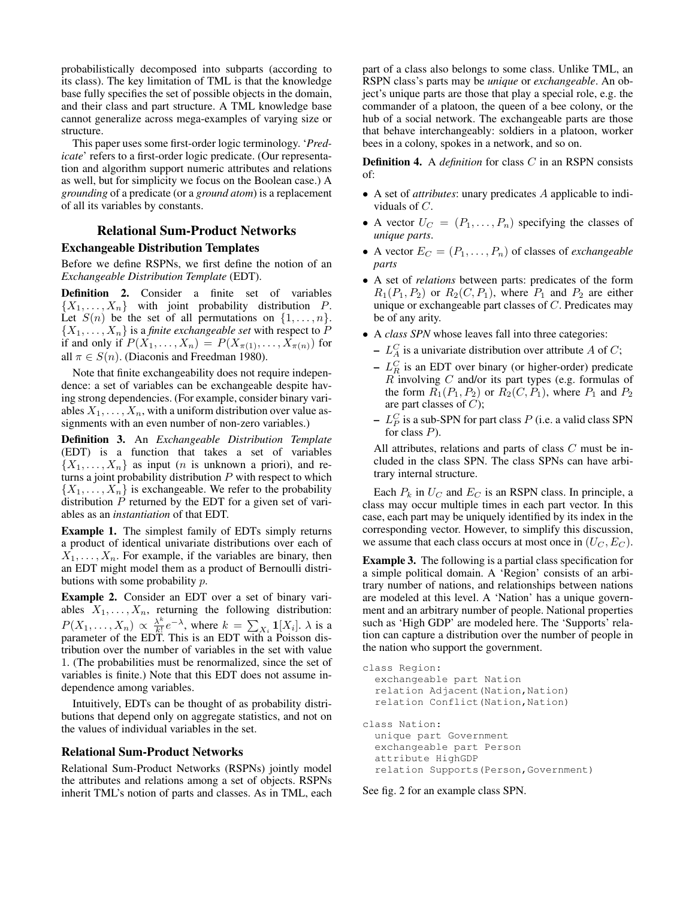probabilistically decomposed into subparts (according to its class). The key limitation of TML is that the knowledge base fully specifies the set of possible objects in the domain, and their class and part structure. A TML knowledge base cannot generalize across mega-examples of varying size or structure.

This paper uses some first-order logic terminology. '*Predicate*' refers to a first-order logic predicate. (Our representation and algorithm support numeric attributes and relations as well, but for simplicity we focus on the Boolean case.) A *grounding* of a predicate (or a *ground atom*) is a replacement of all its variables by constants.

## Relational Sum-Product Networks

### Exchangeable Distribution Templates

Before we define RSPNs, we first define the notion of an *Exchangeable Distribution Template* (EDT).

**Definition 2.** Consider a finite set of variables $\{X_1, \ldots, X_n\}$ with joint probability distribution $P$. Let $S(n)$ be the set of all permutations on $\{1, \ldots, n\}$. $\{X_1, \ldots, X_n\}$ is a *finite exchangeable set* with respect to $P$ if and only if $P(X_1, \ldots, X_n) = P(X_{\pi(1)}, \ldots, X_{\pi(n)})$ for all $\pi \in S(n)$. (Diaconis and Freedman 1980).

Note that finite exchangeability does not require independence: a set of variables can be exchangeable despite having strong dependencies. (For example, consider binary variables $X_1, \ldots, X_n$, with a uniform distribution over value assignments with an even number of non-zero variables.)

**Definition 3.** An *Exchangeable Distribution Template* (EDT) is a function that takes a set of variables $\{X_1, \ldots, X_n\}$ as input ($n$ is unknown a priori), and returns a joint probability distribution $P$ with respect to which $\{X_1, \ldots, X_n\}$ is exchangeable. We refer to the probability distribution $P$ returned by the EDT for a given set of variables as an *instantiation* of that EDT.

**Example 1.** The simplest family of EDTs simply returns a product of identical univariate distributions over each of $X_1, \ldots, X_n$. For example, if the variables are binary, then an EDT might model them as a product of Bernoulli distributions with some probability $p$.

**Example 2.** Consider an EDT over a set of binary variables $X_1, \ldots, X_n$, returning the following distribution: $P(X_1, \ldots, X_n) \propto \frac{\lambda^k}{k!} e^{-\lambda}$, where $k = \sum_{X_i} \mathbf{1}[X_i]$. $\lambda$ is a parameter of the EDT. This is an EDT with a Poisson distribution over the number of variables in the set with value 1. (The probabilities must be renormalized, since the set of variables is finite.) Note that this EDT does not assume independence among variables.

Intuitively, EDTs can be thought of as probability distributions that depend only on aggregate statistics, and not on the values of individual variables in the set.

### Relational Sum-Product Networks

Relational Sum-Product Networks (RSPNs) jointly model the attributes and relations among a set of objects. RSPNs inherit TML's notion of parts and classes. As in TML, each part of a class also belongs to some class. Unlike TML, an RSPN class's parts may be *unique* or *exchangeable*. An object's unique parts are those that play a special role, e.g. the commander of a platoon, the queen of a bee colony, or the hub of a social network. The exchangeable parts are those that behave interchangeably: soldiers in a platoon, worker bees in a colony, spokes in a network, and so on.

**Definition 4.** A *definition* for class $C$ in an RSPN consists of:

- A set of *attributes*: unary predicates $A$ applicable to individuals of $C$.
- A vector $U_C = (P_1, \ldots, P_n)$ specifying the classes of *unique parts*.
- A vector $E_C = (P_1, \ldots, P_n)$ of classes of *exchangeable parts*
- A set of *relations* between parts: predicates of the form $R_1(P_1, P_2)$ or $R_2(C, P_1)$, where $P_1$ and $P_2$ are either unique or exchangeable part classes of $C$. Predicates may be of any arity.
- A *class SPN* whose leaves fall into three categories:
  - $L_A^C$ is a univariate distribution over attribute $A$ of $C$;
  - $L_R^C$ is an EDT over binary (or higher-order) predicate $R$ involving $C$ and/or its part types (e.g. formulas of the form $R_1(P_1, P_2)$ or $R_2(C, P_1)$, where $P_1$ and $P_2$ are part classes of $C$);
  - $L_P^C$ is a sub-SPN for part class $P$ (i.e. a valid class SPN for class $P$).

  All attributes, relations and parts of class $C$ must be included in the class SPN. The class SPNs can have arbitrary internal structure.

Each $P_k$ in $U_C$ and $E_C$ is an RSPN class. In principle, a class may occur multiple times in each part vector. In this case, each part may be uniquely identified by its index in the corresponding vector. However, to simplify this discussion, we assume that each class occurs at most once in $(U_C, E_C)$.

**Example 3.** The following is a partial class specification for a simple political domain. A 'Region' consists of an arbitrary number of nations, and relationships between nations are modeled at this level. A 'Nation' has a unique government and an arbitrary number of people. National properties such as 'High GDP' are modeled here. The 'Supports' relation can capture a distribution over the number of people in the nation who support the government.

```
class Region:
  exchangeable part Nation
  relation Adjacent(Nation,Nation)
  relation Conflict(Nation,Nation)

class Nation:
  unique part Government
  exchangeable part Person
  attribute HighGDP
  relation Supports(Person,Government)
```

See fig. 2 for an example class SPN.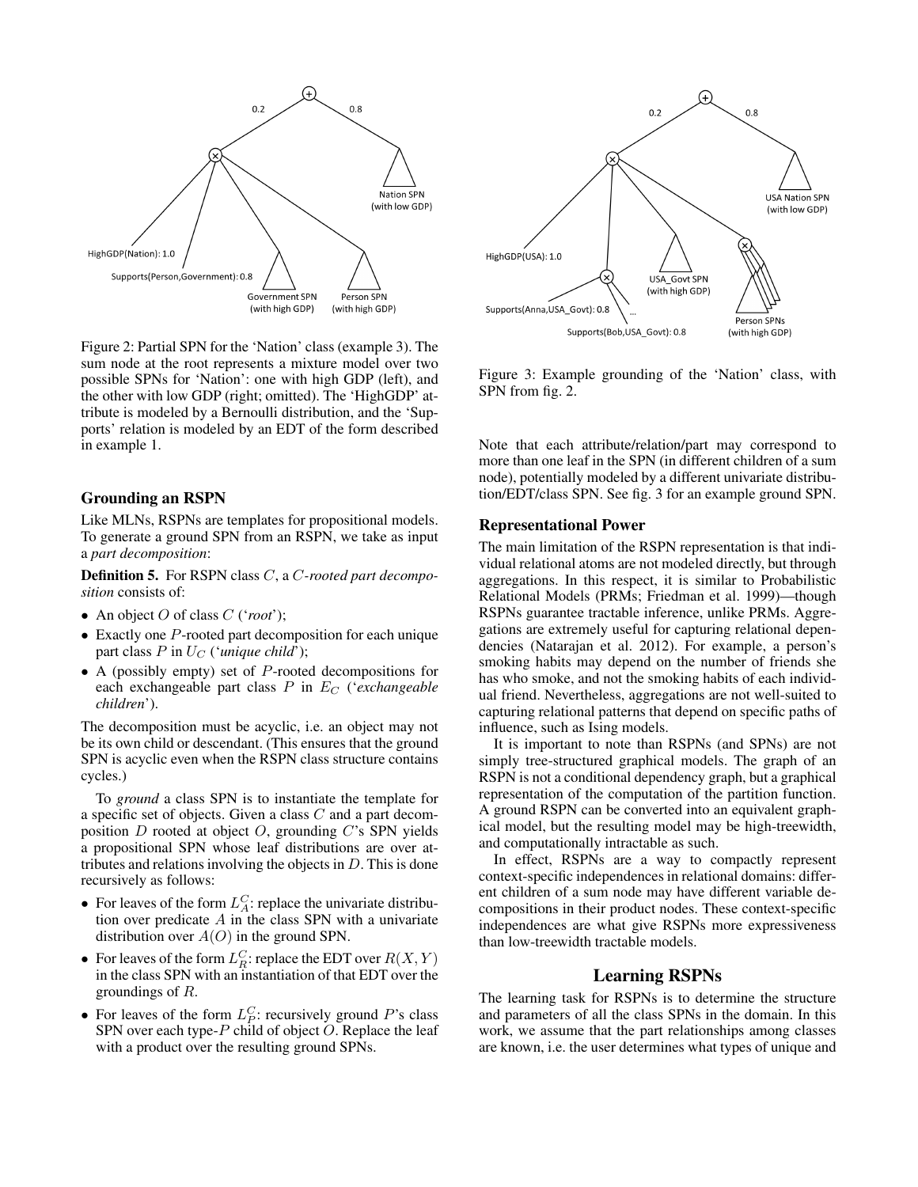Figure 2: Partial SPN for the 'Nation' class (example 3). The sum node at the root represents a mixture model over two possible SPNs for 'Nation': one with high GDP (left), and the other with low GDP (right; omitted). The 'HighGDP' attribute is modeled by a Bernoulli distribution, and the 'Supports' relation is modeled by an EDT of the form described in example 1.

Figure 3: Example grounding of the 'Nation' class, with SPN from fig. 2.

## Grounding an RSPN

Like MLNs, RSPNs are templates for propositional models. To generate a ground SPN from an RSPN, we take as input a *part decomposition*:

**Definition 5.** For RSPN class $C$, a $C$*-rooted part decomposition* consists of:

- An object $O$ of class $C$ ('*root*');
- Exactly one $P$-rooted part decomposition for each unique part class $P$ in $U_C$ ('*unique child*');
- A (possibly empty) set of $P$-rooted decompositions for each exchangeable part class $P$ in $E_C$ ('*exchangeable children*').

The decomposition must be acyclic, i.e. an object may not be its own child or descendant. (This ensures that the ground SPN is acyclic even when the RSPN class structure contains cycles.)

To *ground* a class SPN is to instantiate the template for a specific set of objects. Given a class $C$ and a part decomposition $D$ rooted at object $O$, grounding $C$'s SPN yields a propositional SPN whose leaf distributions are over attributes and relations involving the objects in $D$. This is done recursively as follows:

- For leaves of the form $L^C_A$: replace the univariate distribution over predicate $A$ in the class SPN with a univariate distribution over $A(O)$ in the ground SPN.
- For leaves of the form $L^C_R$: replace the EDT over $R(X, Y)$ in the class SPN with an instantiation of that EDT over the groundings of $R$.
- For leaves of the form $L^C_P$: recursively ground $P$'s class SPN over each type-$P$ child of object $O$. Replace the leaf with a product over the resulting ground SPNs.

Note that each attribute/relation/part may correspond to more than one leaf in the SPN (in different children of a sum node), potentially modeled by a different univariate distribution/EDT/class SPN. See fig. 3 for an example ground SPN.

## Representational Power

The main limitation of the RSPN representation is that individual relational atoms are not modeled directly, but through aggregations. In this respect, it is similar to Probabilistic Relational Models (PRMs; Friedman et al. 1999)—though RSPNs guarantee tractable inference, unlike PRMs. Aggregations are extremely useful for capturing relational dependencies (Natarajan et al. 2012). For example, a person's smoking habits may depend on the number of friends she has who smoke, and not the smoking habits of each individual friend. Nevertheless, aggregations are not well-suited to capturing relational patterns that depend on specific paths of influence, such as Ising models.

It is important to note than RSPNs (and SPNs) are not simply tree-structured graphical models. The graph of an RSPN is not a conditional dependency graph, but a graphical representation of the computation of the partition function. A ground RSPN can be converted into an equivalent graphical model, but the resulting model may be high-treewidth, and computationally intractable as such.

In effect, RSPNs are a way to compactly represent context-specific independences in relational domains: different children of a sum node may have different variable decompositions in their product nodes. These context-specific independences are what give RSPNs more expressiveness than low-treewidth tractable models.

# Learning RSPNs

The learning task for RSPNs is to determine the structure and parameters of all the class SPNs in the domain. In this work, we assume that the part relationships among classes are known, i.e. the user determines what types of unique and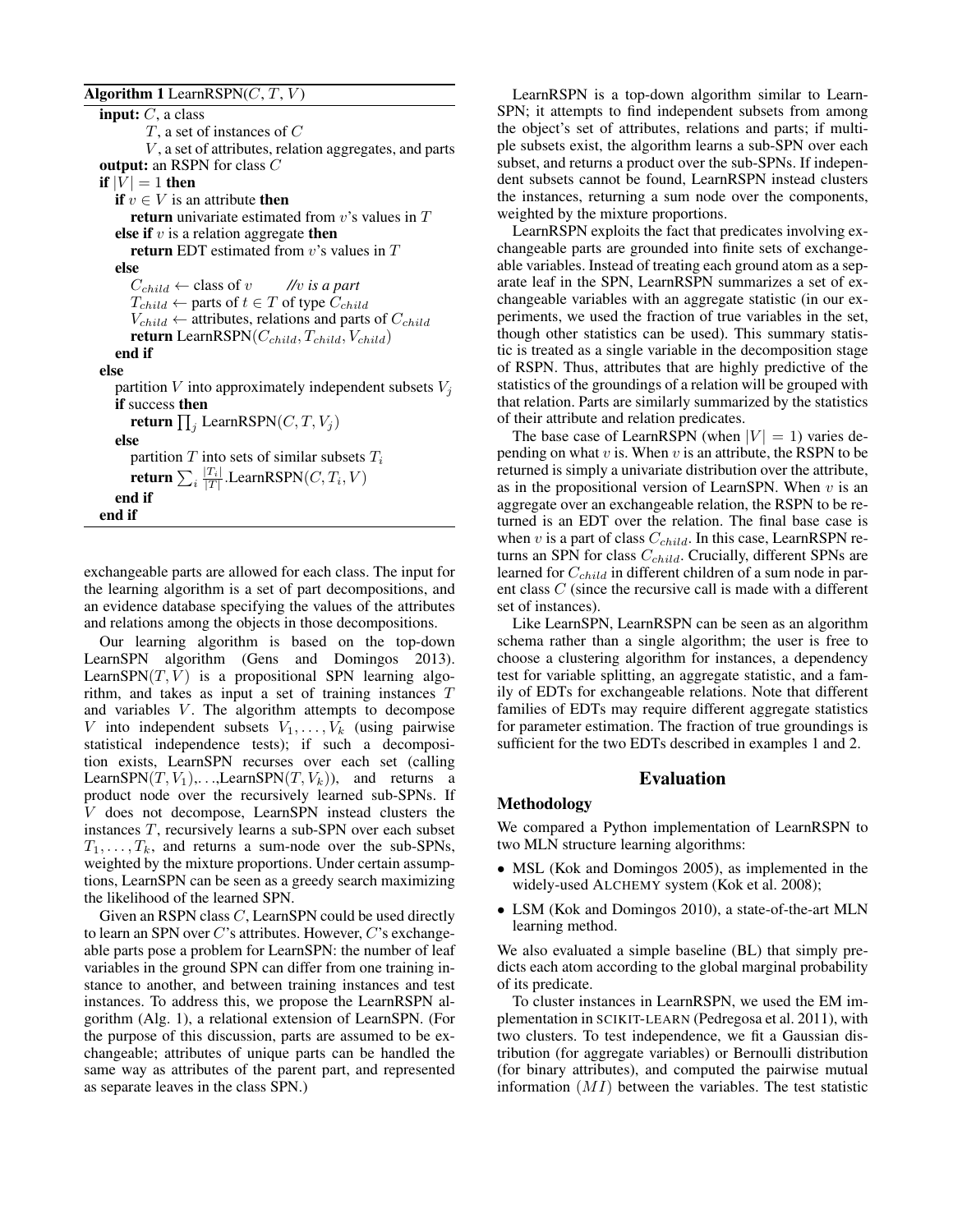**Algorithm 1** LearnRSPN($C$, $T$, $V$)

```
input: C, a class
       T, a set of instances of C
       V, a set of attributes, relation aggregates, and parts
output: an RSPN for class C
if |V| = 1 then
  if v ∈ V is an attribute then
    return univariate estimated from v's values in T
  else if v is a relation aggregate then
    return EDT estimated from v's values in T
  else
    C_child ← class of v        //v is a part
    T_child ← parts of t ∈ T of type C_child
    V_child ← attributes, relations and parts of C_child
    return LearnRSPN(C_child, T_child, V_child)
  end if
else
  partition V into approximately independent subsets V_j
  if success then
    return ∏_j LearnRSPN(C, T, V_j)
  else
    partition T into sets of similar subsets T_i
    return ∑_i (|T_i|/|T|).LearnRSPN(C, T_i, V)
  end if
end if
```

exchangeable parts are allowed for each class. The input for the learning algorithm is a set of part decompositions, and an evidence database specifying the values of the attributes and relations among the objects in those decompositions.

Our learning algorithm is based on the top-down LearnSPN algorithm (Gens and Domingos 2013). LearnSPN($T, V$) is a propositional SPN learning algorithm, and takes as input a set of training instances $T$ and variables $V$. The algorithm attempts to decompose $V$ into independent subsets $V_1, \ldots, V_k$ (using pairwise statistical independence tests); if such a decomposition exists, LearnSPN recurses over each set (calling LearnSPN($T, V_1$),. . .,LearnSPN($T, V_k$)), and returns a product node over the recursively learned sub-SPNs. If $V$ does not decompose, LearnSPN instead clusters the instances $T$, recursively learns a sub-SPN over each subset $T_1, \ldots, T_k$, and returns a sum-node over the sub-SPNs, weighted by the mixture proportions. Under certain assumptions, LearnSPN can be seen as a greedy search maximizing the likelihood of the learned SPN.

Given an RSPN class $C$, LearnSPN could be used directly to learn an SPN over $C$'s attributes. However, $C$'s exchangeable parts pose a problem for LearnSPN: the number of leaf variables in the ground SPN can differ from one training instance to another, and between training instances and test instances. To address this, we propose the LearnRSPN algorithm (Alg. 1), a relational extension of LearnSPN. (For the purpose of this discussion, parts are assumed to be exchangeable; attributes of unique parts can be handled the same way as attributes of the parent part, and represented as separate leaves in the class SPN.)

LearnRSPN is a top-down algorithm similar to LearnSPN; it attempts to find independent subsets from among the object's set of attributes, relations and parts; if multiple subsets exist, the algorithm learns a sub-SPN over each subset, and returns a product over the sub-SPNs. If independent subsets cannot be found, LearnRSPN instead clusters the instances, returning a sum node over the components, weighted by the mixture proportions.

LearnRSPN exploits the fact that predicates involving exchangeable parts are grounded into finite sets of exchangeable variables. Instead of treating each ground atom as a separate leaf in the SPN, LearnRSPN summarizes a set of exchangeable variables with an aggregate statistic (in our experiments, we used the fraction of true variables in the set, though other statistics can be used). This summary statistic is treated as a single variable in the decomposition stage of RSPN. Thus, attributes that are highly predictive of the statistics of the groundings of a relation will be grouped with that relation. Parts are similarly summarized by the statistics of their attribute and relation predicates.

The base case of LearnRSPN (when $|V| = 1$) varies depending on what $v$ is. When $v$ is an attribute, the RSPN to be returned is simply a univariate distribution over the attribute, as in the propositional version of LearnSPN. When $v$ is an aggregate over an exchangeable relation, the RSPN to be returned is an EDT over the relation. The final base case is when $v$ is a part of class $C_{child}$. In this case, LearnRSPN returns an SPN for class $C_{child}$. Crucially, different SPNs are learned for $C_{child}$ in different children of a sum node in parent class $C$ (since the recursive call is made with a different set of instances).

Like LearnSPN, LearnRSPN can be seen as an algorithm schema rather than a single algorithm; the user is free to choose a clustering algorithm for instances, a dependency test for variable splitting, an aggregate statistic, and a family of EDTs for exchangeable relations. Note that different families of EDTs may require different aggregate statistics for parameter estimation. The fraction of true groundings is sufficient for the two EDTs described in examples 1 and 2.

## Evaluation

### Methodology

We compared a Python implementation of LearnRSPN to two MLN structure learning algorithms:

- MSL (Kok and Domingos 2005), as implemented in the widely-used ALCHEMY system (Kok et al. 2008);
- LSM (Kok and Domingos 2010), a state-of-the-art MLN learning method.

We also evaluated a simple baseline (BL) that simply predicts each atom according to the global marginal probability of its predicate.

To cluster instances in LearnRSPN, we used the EM implementation in SCIKIT-LEARN (Pedregosa et al. 2011), with two clusters. To test independence, we fit a Gaussian distribution (for aggregate variables) or Bernoulli distribution (for binary attributes), and computed the pairwise mutual information ($MI$) between the variables. The test statistic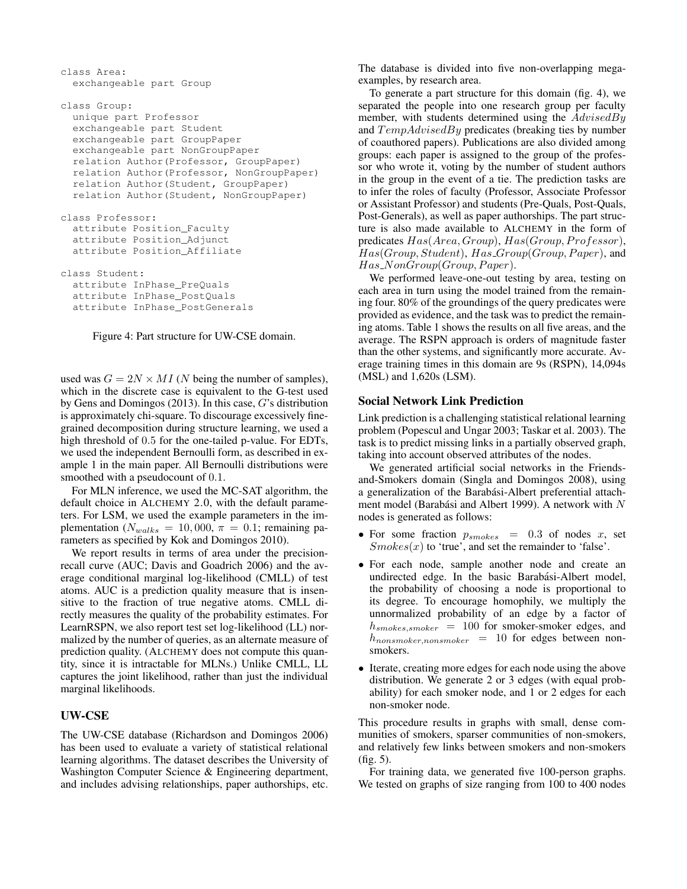```
class Area:
  exchangeable part Group

class Group:
  unique part Professor
  exchangeable part Student
  exchangeable part GroupPaper
  exchangeable part NonGroupPaper
  relation Author(Professor, GroupPaper)
  relation Author(Professor, NonGroupPaper)
  relation Author(Student, GroupPaper)
  relation Author(Student, NonGroupPaper)

class Professor:
  attribute Position_Faculty
  attribute Position_Adjunct
  attribute Position_Affiliate

class Student:
  attribute InPhase_PreQuals
  attribute InPhase_PostQuals
  attribute InPhase_PostGenerals
```

Figure 4: Part structure for UW-CSE domain.

used was $G = 2N \times MI$ ($N$ being the number of samples), which in the discrete case is equivalent to the G-test used by Gens and Domingos (2013). In this case, $G$'s distribution is approximately chi-square. To discourage excessively fine-grained decomposition during structure learning, we used a high threshold of $0.5$ for the one-tailed p-value. For EDTs, we used the independent Bernoulli form, as described in example 1 in the main paper. All Bernoulli distributions were smoothed with a pseudocount of $0.1$.

For MLN inference, we used the MC-SAT algorithm, the default choice in ALCHEMY 2.0, with the default parameters. For LSM, we used the example parameters in the implementation ($N_{walks} = 10,000$, $\pi = 0.1$; remaining parameters as specified by Kok and Domingos 2010).

We report results in terms of area under the precision-recall curve (AUC; Davis and Goadrich 2006) and the average conditional marginal log-likelihood (CMLL) of test atoms. AUC is a prediction quality measure that is insensitive to the fraction of true negative atoms. CMLL directly measures the quality of the probability estimates. For LearnRSPN, we also report test set log-likelihood (LL) normalized by the number of queries, as an alternate measure of prediction quality. (ALCHEMY does not compute this quantity, since it is intractable for MLNs.) Unlike CMLL, LL captures the joint likelihood, rather than just the individual marginal likelihoods.

## UW-CSE

The UW-CSE database (Richardson and Domingos 2006) has been used to evaluate a variety of statistical relational learning algorithms. The dataset describes the University of Washington Computer Science & Engineering department, and includes advising relationships, paper authorships, etc. The database is divided into five non-overlapping mega-examples, by research area.

To generate a part structure for this domain (fig. 4), we separated the people into one research group per faculty member, with students determined using the $AdvisedBy$ and $TempAdvisedBy$ predicates (breaking ties by number of coauthored papers). Publications are also divided among groups: each paper is assigned to the group of the professor who wrote it, voting by the number of student authors in the group in the event of a tie. The prediction tasks are to infer the roles of faculty (Professor, Associate Professor or Assistant Professor) and students (Pre-Quals, Post-Quals, Post-Generals), as well as paper authorships. The part structure is also made available to ALCHEMY in the form of predicates $Has(Area, Group)$, $Has(Group, Professor)$, $Has(Group, Student)$, $Has\_Group(Group, Paper)$, and $Has\_NonGroup(Group, Paper)$.

We performed leave-one-out testing by area, testing on each area in turn using the model trained from the remaining four. 80% of the groundings of the query predicates were provided as evidence, and the task was to predict the remaining atoms. Table 1 shows the results on all five areas, and the average. The RSPN approach is orders of magnitude faster than the other systems, and significantly more accurate. Average training times in this domain are 9s (RSPN), 14,094s (MSL) and 1,620s (LSM).

## Social Network Link Prediction

Link prediction is a challenging statistical relational learning problem (Popescul and Ungar 2003; Taskar et al. 2003). The task is to predict missing links in a partially observed graph, taking into account observed attributes of the nodes.

We generated artificial social networks in the Friends-and-Smokers domain (Singla and Domingos 2008), using a generalization of the Barabási-Albert preferential attachment model (Barabási and Albert 1999). A network with $N$ nodes is generated as follows:

- For some fraction $p_{smokes} = 0.3$ of nodes $x$, set $Smokes(x)$ to 'true', and set the remainder to 'false'.
- For each node, sample another node and create an undirected edge. In the basic Barabási-Albert model, the probability of choosing a node is proportional to its degree. To encourage homophily, we multiply the unnormalized probability of an edge by a factor of $h_{smokes,smoker} = 100$ for smoker-smoker edges, and $h_{nonsmoker,nonsmoker} = 10$ for edges between non-smokers.
- Iterate, creating more edges for each node using the above distribution. We generate 2 or 3 edges (with equal probability) for each smoker node, and 1 or 2 edges for each non-smoker node.

This procedure results in graphs with small, dense communities of smokers, sparser communities of non-smokers, and relatively few links between smokers and non-smokers (fig. 5).

For training data, we generated five 100-person graphs. We tested on graphs of size ranging from 100 to 400 nodes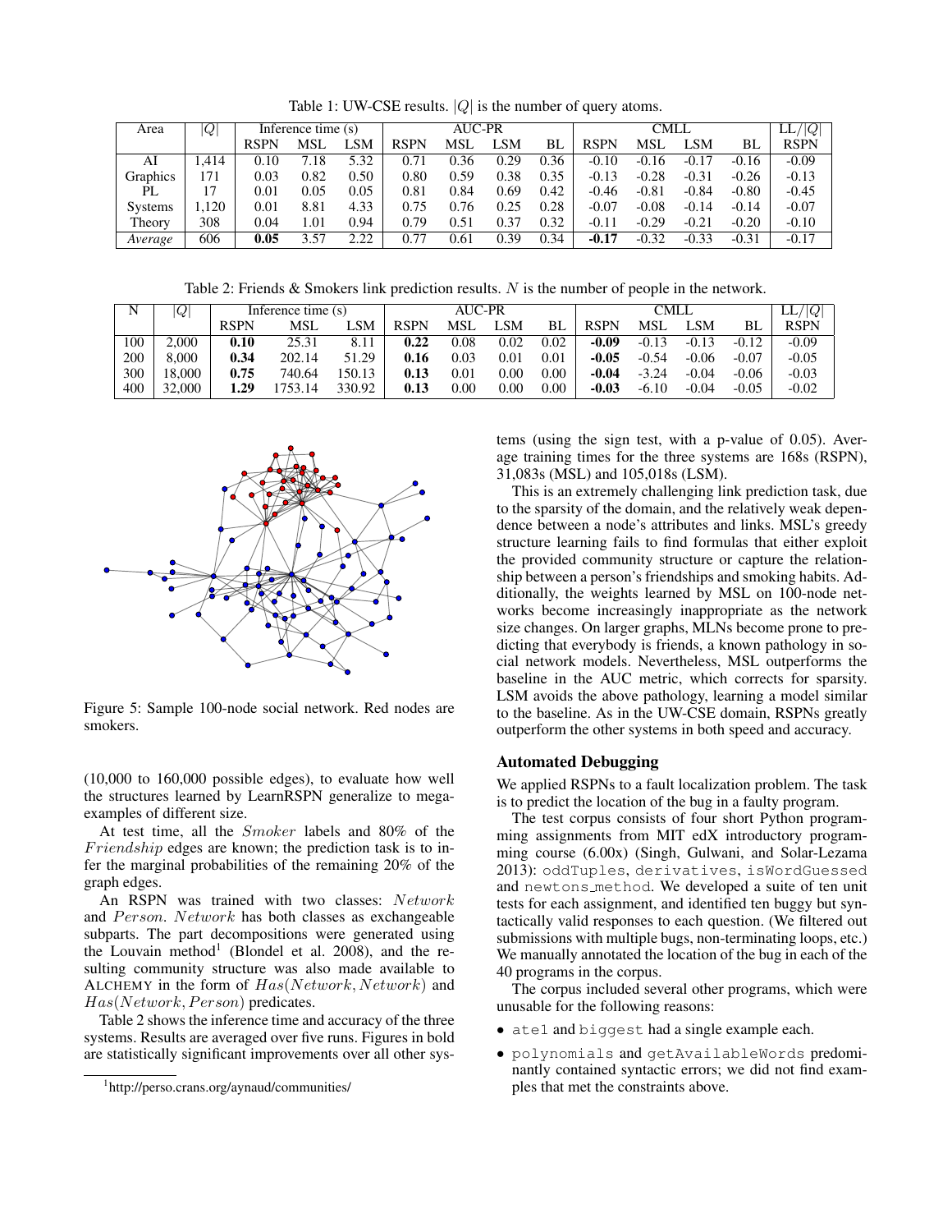Table 1: UW-CSE results. $|Q|$ is the number of query atoms.

| Area | $\|Q\|$ | Inference time (s) | | | AUC-PR | | | | CMLL | | | | LL/$\|Q\|$ |
|---|---|---|---|---|---|---|---|---|---|---|---|---|---|
| | | RSPN | MSL | LSM | RSPN | MSL | LSM | BL | RSPN | MSL | LSM | BL | RSPN |
| AI | 1,414 | 0.10 | 7.18 | 5.32 | 0.71 | 0.36 | 0.29 | 0.36 | -0.10 | -0.16 | -0.17 | -0.16 | -0.09 |
| Graphics | 171 | 0.03 | 0.82 | 0.50 | 0.80 | 0.59 | 0.38 | 0.35 | -0.13 | -0.28 | -0.31 | -0.26 | -0.13 |
| PL | 17 | 0.01 | 0.05 | 0.05 | 0.81 | 0.84 | 0.69 | 0.42 | -0.46 | -0.81 | -0.84 | -0.80 | -0.45 |
| Systems | 1,120 | 0.01 | 8.81 | 4.33 | 0.75 | 0.76 | 0.25 | 0.28 | -0.07 | -0.08 | -0.14 | -0.14 | -0.07 |
| Theory | 308 | 0.04 | 1.01 | 0.94 | 0.79 | 0.51 | 0.37 | 0.32 | -0.11 | -0.29 | -0.21 | -0.20 | -0.10 |
| *Average* | 606 | **0.05** | 3.57 | 2.22 | 0.77 | 0.61 | 0.39 | 0.34 | **-0.17** | -0.32 | -0.33 | -0.31 | -0.17 |

Table 2: Friends & Smokers link prediction results. $N$ is the number of people in the network.

| N | $\|Q\|$ | Inference time (s) | | | AUC-PR | | | | CMLL | | | | LL/$\|Q\|$ |
|---|---|---|---|---|---|---|---|---|---|---|---|---|---|
| | | RSPN | MSL | LSM | RSPN | MSL | LSM | BL | RSPN | MSL | LSM | BL | RSPN |
| 100 | 2,000 | **0.10** | 25.31 | 8.11 | **0.22** | 0.08 | 0.02 | 0.02 | **-0.09** | -0.13 | -0.13 | -0.12 | -0.09 |
| 200 | 8,000 | **0.34** | 202.14 | 51.29 | **0.16** | 0.03 | 0.01 | 0.01 | **-0.05** | -0.54 | -0.06 | -0.07 | -0.05 |
| 300 | 18,000 | **0.75** | 740.64 | 150.13 | **0.13** | 0.01 | 0.00 | 0.00 | **-0.04** | -3.24 | -0.04 | -0.06 | -0.03 |
| 400 | 32,000 | **1.29** | 1753.14 | 330.92 | **0.13** | 0.00 | 0.00 | 0.00 | **-0.03** | -6.10 | -0.04 | -0.05 | -0.02 |

Figure 5: Sample 100-node social network. Red nodes are smokers.

(10,000 to 160,000 possible edges), to evaluate how well the structures learned by LearnRSPN generalize to mega-examples of different size.

At test time, all the *Smoker* labels and 80% of the *Friendship* edges are known; the prediction task is to infer the marginal probabilities of the remaining 20% of the graph edges.

An RSPN was trained with two classes: *Network* and *Person*. *Network* has both classes as exchangeable subparts. The part decompositions were generated using the Louvain method[1] (Blondel et al. 2008), and the resulting community structure was also made available to ALCHEMY in the form of $Has(Network, Network)$ and $Has(Network, Person)$ predicates.

Table 2 shows the inference time and accuracy of the three systems. Results are averaged over five runs. Figures in bold are statistically significant improvements over all other systems (using the sign test, with a p-value of 0.05). Average training times for the three systems are 168s (RSPN), 31,083s (MSL) and 105,018s (LSM).

This is an extremely challenging link prediction task, due to the sparsity of the domain, and the relatively weak dependence between a node's attributes and links. MSL's greedy structure learning fails to find formulas that either exploit the provided community structure or capture the relationship between a person's friendships and smoking habits. Additionally, the weights learned by MSL on 100-node networks become increasingly inappropriate as the network size changes. On larger graphs, MLNs become prone to predicting that everybody is friends, a known pathology in social network models. Nevertheless, MSL outperforms the baseline in the AUC metric, which corrects for sparsity. LSM avoids the above pathology, learning a model similar to the baseline. As in the UW-CSE domain, RSPNs greatly outperform the other systems in both speed and accuracy.

## Automated Debugging

We applied RSPNs to a fault localization problem. The task is to predict the location of the bug in a faulty program.

The test corpus consists of four short Python programming assignments from MIT edX introductory programming course (6.00x) (Singh, Gulwani, and Solar-Lezama 2013): `oddTuples`, `derivatives`, `isWordGuessed` and `newtons_method`. We developed a suite of ten unit tests for each assignment, and identified ten buggy but syntactically valid responses to each question. (We filtered out submissions with multiple bugs, non-terminating loops, etc.) We manually annotated the location of the bug in each of the 40 programs in the corpus.

The corpus included several other programs, which were unusable for the following reasons:

- `ate1` and `biggest` had a single example each.
- `polynomials` and `getAvailableWords` predominantly contained syntactic errors; we did not find examples that met the constraints above.

[1] http://perso.crans.org/aynaud/communities/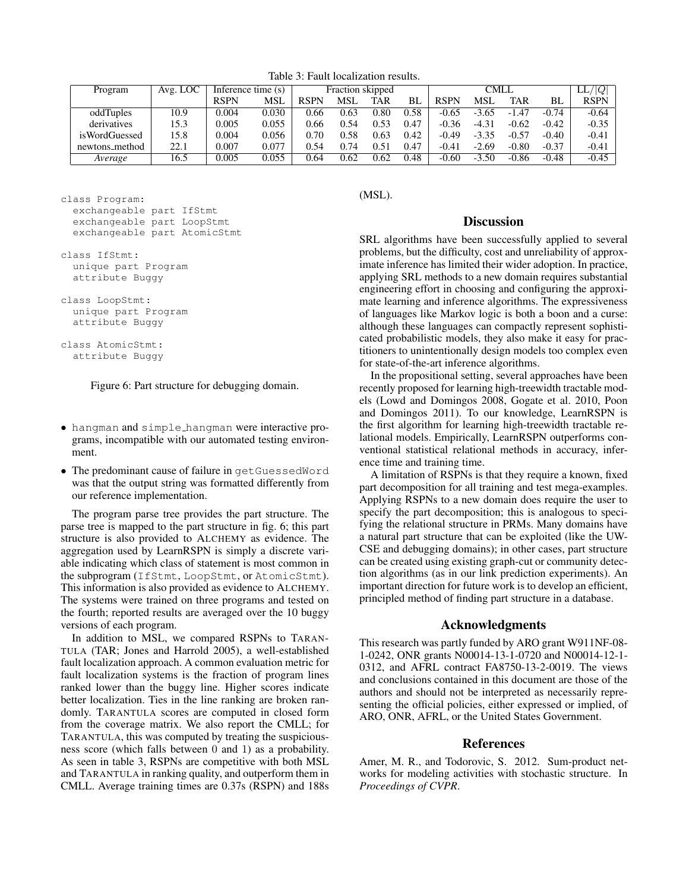Table 3: Fault localization results.

| Program | Avg. LOC | Inference time (s) | | Fraction skipped | | | | CMLL | | | | LL/$\|Q\|$ |
|---|---|---|---|---|---|---|---|---|---|---|---|---|
| | | RSPN | MSL | RSPN | MSL | TAR | BL | RSPN | MSL | TAR | BL | RSPN |
| oddTuples | 10.9 | 0.004 | 0.030 | 0.66 | 0.63 | 0.80 | 0.58 | -0.65 | -3.65 | -1.47 | -0.74 | -0.64 |
| derivatives | 15.3 | 0.005 | 0.055 | 0.66 | 0.54 | 0.53 | 0.47 | -0.36 | -4.31 | -0.62 | -0.42 | -0.35 |
| isWordGuessed | 15.8 | 0.004 | 0.056 | 0.70 | 0.58 | 0.63 | 0.42 | -0.49 | -3.35 | -0.57 | -0.40 | -0.41 |
| newtons_method | 22.1 | 0.007 | 0.077 | 0.54 | 0.74 | 0.51 | 0.47 | -0.41 | -2.69 | -0.80 | -0.37 | -0.41 |
| *Average* | 16.5 | 0.005 | 0.055 | 0.64 | 0.62 | 0.62 | 0.48 | -0.60 | -3.50 | -0.86 | -0.48 | -0.45 |

```
class Program:
  exchangeable part IfStmt
  exchangeable part LoopStmt
  exchangeable part AtomicStmt

class IfStmt:
  unique part Program
  attribute Buggy

class LoopStmt:
  unique part Program
  attribute Buggy

class AtomicStmt:
  attribute Buggy
```

Figure 6: Part structure for debugging domain.

- `hangman` and `simple_hangman` were interactive programs, incompatible with our automated testing environment.
- The predominant cause of failure in `getGuessedWord` was that the output string was formatted differently from our reference implementation.

The program parse tree provides the part structure. The parse tree is mapped to the part structure in fig. 6; this part structure is also provided to ALCHEMY as evidence. The aggregation used by LearnRSPN is simply a discrete variable indicating which class of statement is most common in the subprogram (`IfStmt`, `LoopStmt`, or `AtomicStmt`). This information is also provided as evidence to ALCHEMY. The systems were trained on three programs and tested on the fourth; reported results are averaged over the 10 buggy versions of each program.

In addition to MSL, we compared RSPNs to TARANTULA (TAR; Jones and Harrold 2005), a well-established fault localization approach. A common evaluation metric for fault localization systems is the fraction of program lines ranked lower than the buggy line. Higher scores indicate better localization. Ties in the line ranking are broken randomly. TARANTULA scores are computed in closed form from the coverage matrix. We also report the CMLL; for TARANTULA, this was computed by treating the suspiciousness score (which falls between 0 and 1) as a probability. As seen in table 3, RSPNs are competitive with both MSL and TARANTULA in ranking quality, and outperform them in CMLL. Average training times are 0.37s (RSPN) and 188s (MSL).

## Discussion

SRL algorithms have been successfully applied to several problems, but the difficulty, cost and unreliability of approximate inference has limited their wider adoption. In practice, applying SRL methods to a new domain requires substantial engineering effort in choosing and configuring the approximate learning and inference algorithms. The expressiveness of languages like Markov logic is both a boon and a curse: although these languages can compactly represent sophisticated probabilistic models, they also make it easy for practitioners to unintentionally design models too complex even for state-of-the-art inference algorithms.

In the propositional setting, several approaches have been recently proposed for learning high-treewidth tractable models (Lowd and Domingos 2008, Gogate et al. 2010, Poon and Domingos 2011). To our knowledge, LearnRSPN is the first algorithm for learning high-treewidth tractable relational models. Empirically, LearnRSPN outperforms conventional statistical relational methods in accuracy, inference time and training time.

A limitation of RSPNs is that they require a known, fixed part decomposition for all training and test mega-examples. Applying RSPNs to a new domain does require the user to specify the part decomposition; this is analogous to specifying the relational structure in PRMs. Many domains have a natural part structure that can be exploited (like the UW-CSE and debugging domains); in other cases, part structure can be created using existing graph-cut or community detection algorithms (as in our link prediction experiments). An important direction for future work is to develop an efficient, principled method of finding part structure in a database.

## Acknowledgments

This research was partly funded by ARO grant W911NF-08-1-0242, ONR grants N00014-13-1-0720 and N00014-12-1-0312, and AFRL contract FA8750-13-2-0019. The views and conclusions contained in this document are those of the authors and should not be interpreted as necessarily representing the official policies, either expressed or implied, of ARO, ONR, AFRL, or the United States Government.

## References

Amer, M. R., and Todorovic, S. 2012. Sum-product networks for modeling activities with stochastic structure. In *Proceedings of CVPR*.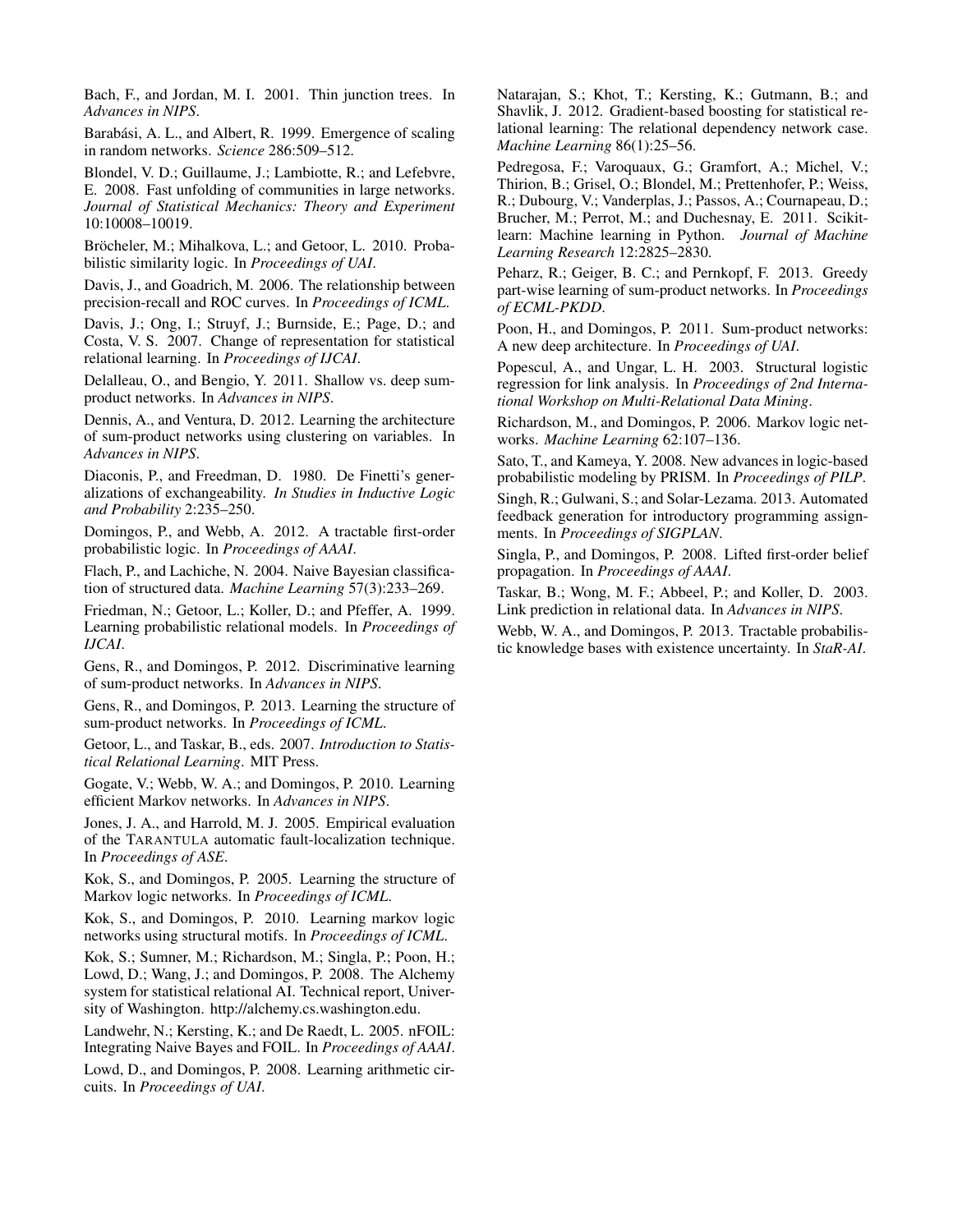Bach, F., and Jordan, M. I. 2001. Thin junction trees. In *Advances in NIPS*.

Barabási, A. L., and Albert, R. 1999. Emergence of scaling in random networks. *Science* 286:509–512.

Blondel, V. D.; Guillaume, J.; Lambiotte, R.; and Lefebvre, E. 2008. Fast unfolding of communities in large networks. *Journal of Statistical Mechanics: Theory and Experiment* 10:10008–10019.

Bröcheler, M.; Mihalkova, L.; and Getoor, L. 2010. Probabilistic similarity logic. In *Proceedings of UAI*.

Davis, J., and Goadrich, M. 2006. The relationship between precision-recall and ROC curves. In *Proceedings of ICML*.

Davis, J.; Ong, I.; Struyf, J.; Burnside, E.; Page, D.; and Costa, V. S. 2007. Change of representation for statistical relational learning. In *Proceedings of IJCAI*.

Delalleau, O., and Bengio, Y. 2011. Shallow vs. deep sum-product networks. In *Advances in NIPS*.

Dennis, A., and Ventura, D. 2012. Learning the architecture of sum-product networks using clustering on variables. In *Advances in NIPS*.

Diaconis, P., and Freedman, D. 1980. De Finetti's generalizations of exchangeability. *In Studies in Inductive Logic and Probability* 2:235–250.

Domingos, P., and Webb, A. 2012. A tractable first-order probabilistic logic. In *Proceedings of AAAI*.

Flach, P., and Lachiche, N. 2004. Naive Bayesian classification of structured data. *Machine Learning* 57(3):233–269.

Friedman, N.; Getoor, L.; Koller, D.; and Pfeffer, A. 1999. Learning probabilistic relational models. In *Proceedings of IJCAI*.

Gens, R., and Domingos, P. 2012. Discriminative learning of sum-product networks. In *Advances in NIPS*.

Gens, R., and Domingos, P. 2013. Learning the structure of sum-product networks. In *Proceedings of ICML*.

Getoor, L., and Taskar, B., eds. 2007. *Introduction to Statistical Relational Learning*. MIT Press.

Gogate, V.; Webb, W. A.; and Domingos, P. 2010. Learning efficient Markov networks. In *Advances in NIPS*.

Jones, J. A., and Harrold, M. J. 2005. Empirical evaluation of the TARANTULA automatic fault-localization technique. In *Proceedings of ASE*.

Kok, S., and Domingos, P. 2005. Learning the structure of Markov logic networks. In *Proceedings of ICML*.

Kok, S., and Domingos, P. 2010. Learning markov logic networks using structural motifs. In *Proceedings of ICML*.

Kok, S.; Sumner, M.; Richardson, M.; Singla, P.; Poon, H.; Lowd, D.; Wang, J.; and Domingos, P. 2008. The Alchemy system for statistical relational AI. Technical report, University of Washington. http://alchemy.cs.washington.edu.

Landwehr, N.; Kersting, K.; and De Raedt, L. 2005. nFOIL: Integrating Naive Bayes and FOIL. In *Proceedings of AAAI*.

Lowd, D., and Domingos, P. 2008. Learning arithmetic circuits. In *Proceedings of UAI*.

Natarajan, S.; Khot, T.; Kersting, K.; Gutmann, B.; and Shavlik, J. 2012. Gradient-based boosting for statistical relational learning: The relational dependency network case. *Machine Learning* 86(1):25–56.

Pedregosa, F.; Varoquaux, G.; Gramfort, A.; Michel, V.; Thirion, B.; Grisel, O.; Blondel, M.; Prettenhofer, P.; Weiss, R.; Dubourg, V.; Vanderplas, J.; Passos, A.; Cournapeau, D.; Brucher, M.; Perrot, M.; and Duchesnay, E. 2011. Scikit-learn: Machine learning in Python. *Journal of Machine Learning Research* 12:2825–2830.

Peharz, R.; Geiger, B. C.; and Pernkopf, F. 2013. Greedy part-wise learning of sum-product networks. In *Proceedings of ECML-PKDD*.

Poon, H., and Domingos, P. 2011. Sum-product networks: A new deep architecture. In *Proceedings of UAI*.

Popescul, A., and Ungar, L. H. 2003. Structural logistic regression for link analysis. In *Proceedings of 2nd International Workshop on Multi-Relational Data Mining*.

Richardson, M., and Domingos, P. 2006. Markov logic networks. *Machine Learning* 62:107–136.

Sato, T., and Kameya, Y. 2008. New advances in logic-based probabilistic modeling by PRISM. In *Proceedings of PILP*.

Singh, R.; Gulwani, S.; and Solar-Lezama. 2013. Automated feedback generation for introductory programming assignments. In *Proceedings of SIGPLAN*.

Singla, P., and Domingos, P. 2008. Lifted first-order belief propagation. In *Proceedings of AAAI*.

Taskar, B.; Wong, M. F.; Abbeel, P.; and Koller, D. 2003. Link prediction in relational data. In *Advances in NIPS*.

Webb, W. A., and Domingos, P. 2013. Tractable probabilistic knowledge bases with existence uncertainty. In *StaR-AI*.